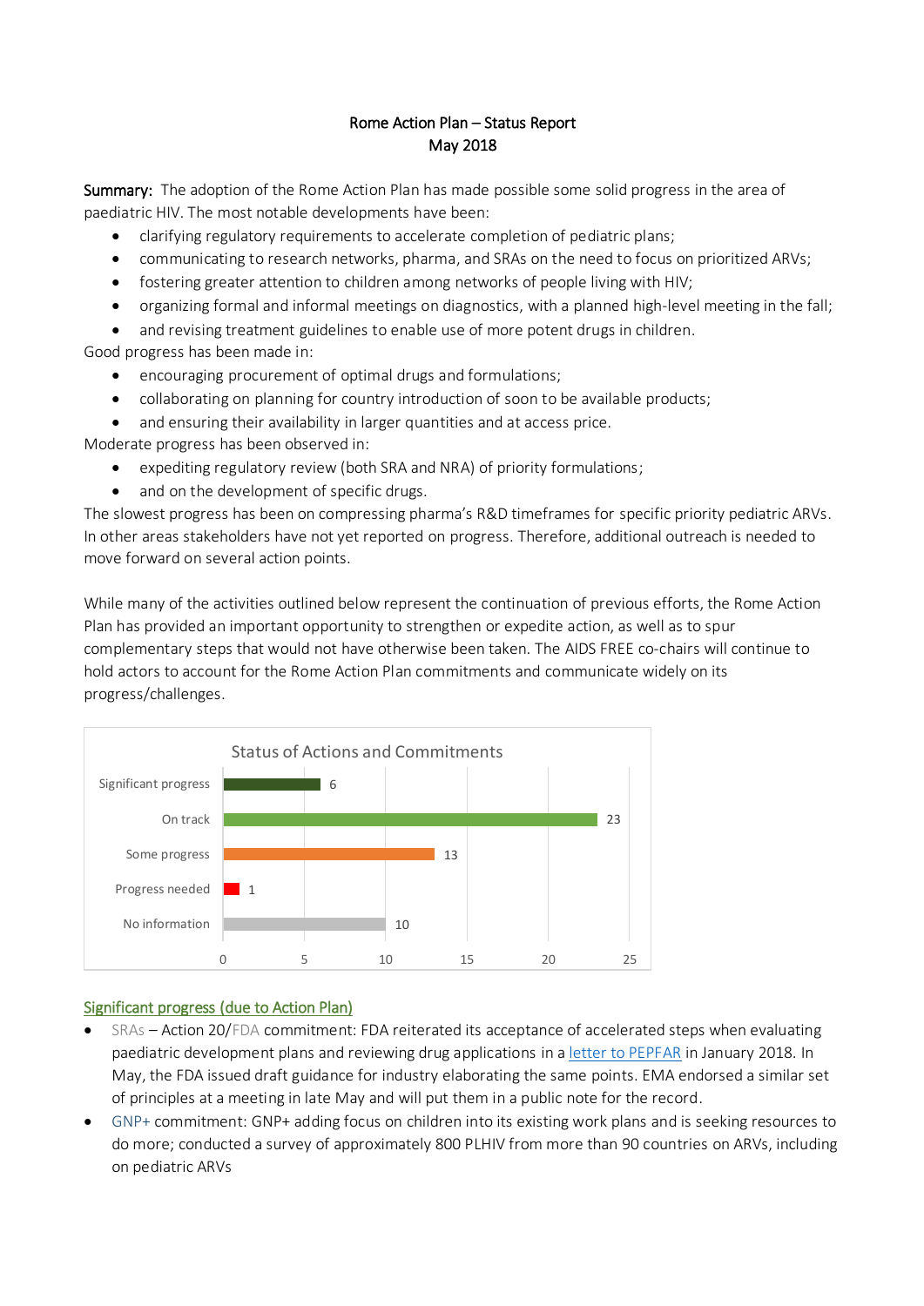Rome Action Plan – Status Report
May 2018

**Summary:** The adoption of the Rome Action Plan has made possible some solid progress in the area of paediatric HIV. The most notable developments have been:

- clarifying regulatory requirements to accelerate completion of pediatric plans;
- communicating to research networks, pharma, and SRAs on the need to focus on prioritized ARVs;
- fostering greater attention to children among networks of people living with HIV;
- organizing formal and informal meetings on diagnostics, with a planned high-level meeting in the fall;
- and revising treatment guidelines to enable use of more potent drugs in children.

Good progress has been made in:

- encouraging procurement of optimal drugs and formulations;
- collaborating on planning for country introduction of soon to be available products;
- and ensuring their availability in larger quantities and at access price.

Moderate progress has been observed in:

- expediting regulatory review (both SRA and NRA) of priority formulations;
- and on the development of specific drugs.

The slowest progress has been on compressing pharma's R&D timeframes for specific priority pediatric ARVs. In other areas stakeholders have not yet reported on progress. Therefore, additional outreach is needed to move forward on several action points.

While many of the activities outlined below represent the continuation of previous efforts, the Rome Action Plan has provided an important opportunity to strengthen or expedite action, as well as to spur complementary steps that would not have otherwise been taken. The AIDS FREE co-chairs will continue to hold actors to account for the Rome Action Plan commitments and communicate widely on its progress/challenges.

Status of Actions and Commitments

| Status | Count |
|---|---|
| Significant progress | 6 |
| On track | 23 |
| Some progress | 13 |
| Progress needed | 1 |
| No information | 10 |

## Significant progress (due to Action Plan)

- SRAs – Action 20/FDA commitment: FDA reiterated its acceptance of accelerated steps when evaluating paediatric development plans and reviewing drug applications in a letter to PEPFAR in January 2018. In May, the FDA issued draft guidance for industry elaborating the same points. EMA endorsed a similar set of principles at a meeting in late May and will put them in a public note for the record.
- GNP+ commitment: GNP+ adding focus on children into its existing work plans and is seeking resources to do more; conducted a survey of approximately 800 PLHIV from more than 90 countries on ARVs, including on pediatric ARVs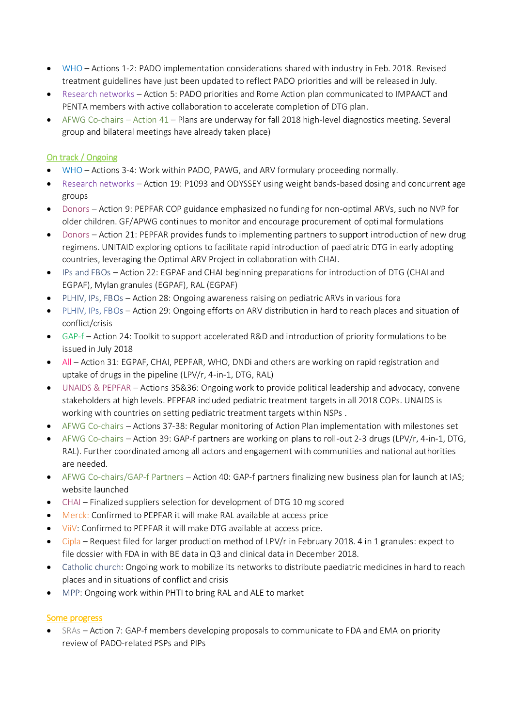- WHO – Actions 1-2: PADO implementation considerations shared with industry in Feb. 2018. Revised treatment guidelines have just been updated to reflect PADO priorities and will be released in July.
- Research networks – Action 5: PADO priorities and Rome Action plan communicated to IMPAACT and PENTA members with active collaboration to accelerate completion of DTG plan.
- AFWG Co-chairs – Action 41 – Plans are underway for fall 2018 high-level diagnostics meeting. Several group and bilateral meetings have already taken place)

On track / Ongoing

- WHO – Actions 3-4: Work within PADO, PAWG, and ARV formulary proceeding normally.
- Research networks – Action 19: P1093 and ODYSSEY using weight bands-based dosing and concurrent age groups
- Donors – Action 9: PEPFAR COP guidance emphasized no funding for non-optimal ARVs, such no NVP for older children. GF/APWG continues to monitor and encourage procurement of optimal formulations
- Donors – Action 21: PEPFAR provides funds to implementing partners to support introduction of new drug regimens. UNITAID exploring options to facilitate rapid introduction of paediatric DTG in early adopting countries, leveraging the Optimal ARV Project in collaboration with CHAI.
- IPs and FBOs – Action 22: EGPAF and CHAI beginning preparations for introduction of DTG (CHAI and EGPAF), Mylan granules (EGPAF), RAL (EGPAF)
- PLHIV, IPs, FBOs – Action 28: Ongoing awareness raising on pediatric ARVs in various fora
- PLHIV, IPs, FBOs – Action 29: Ongoing efforts on ARV distribution in hard to reach places and situation of conflict/crisis
- GAP-f – Action 24: Toolkit to support accelerated R&D and introduction of priority formulations to be issued in July 2018
- All – Action 31: EGPAF, CHAI, PEPFAR, WHO, DNDi and others are working on rapid registration and uptake of drugs in the pipeline (LPV/r, 4-in-1, DTG, RAL)
- UNAIDS & PEPFAR – Actions 35&36: Ongoing work to provide political leadership and advocacy, convene stakeholders at high levels. PEPFAR included pediatric treatment targets in all 2018 COPs. UNAIDS is working with countries on setting pediatric treatment targets within NSPs .
- AFWG Co-chairs – Actions 37-38: Regular monitoring of Action Plan implementation with milestones set
- AFWG Co-chairs – Action 39: GAP-f partners are working on plans to roll-out 2-3 drugs (LPV/r, 4-in-1, DTG, RAL). Further coordinated among all actors and engagement with communities and national authorities are needed.
- AFWG Co-chairs/GAP-f Partners – Action 40: GAP-f partners finalizing new business plan for launch at IAS; website launched
- CHAI – Finalized suppliers selection for development of DTG 10 mg scored
- Merck: Confirmed to PEPFAR it will make RAL available at access price
- ViiV: Confirmed to PEPFAR it will make DTG available at access price.
- Cipla – Request filed for larger production method of LPV/r in February 2018. 4 in 1 granules: expect to file dossier with FDA in with BE data in Q3 and clinical data in December 2018.
- Catholic church: Ongoing work to mobilize its networks to distribute paediatric medicines in hard to reach places and in situations of conflict and crisis
- MPP: Ongoing work within PHTI to bring RAL and ALE to market

Some progress

- SRAs – Action 7: GAP-f members developing proposals to communicate to FDA and EMA on priority review of PADO-related PSPs and PIPs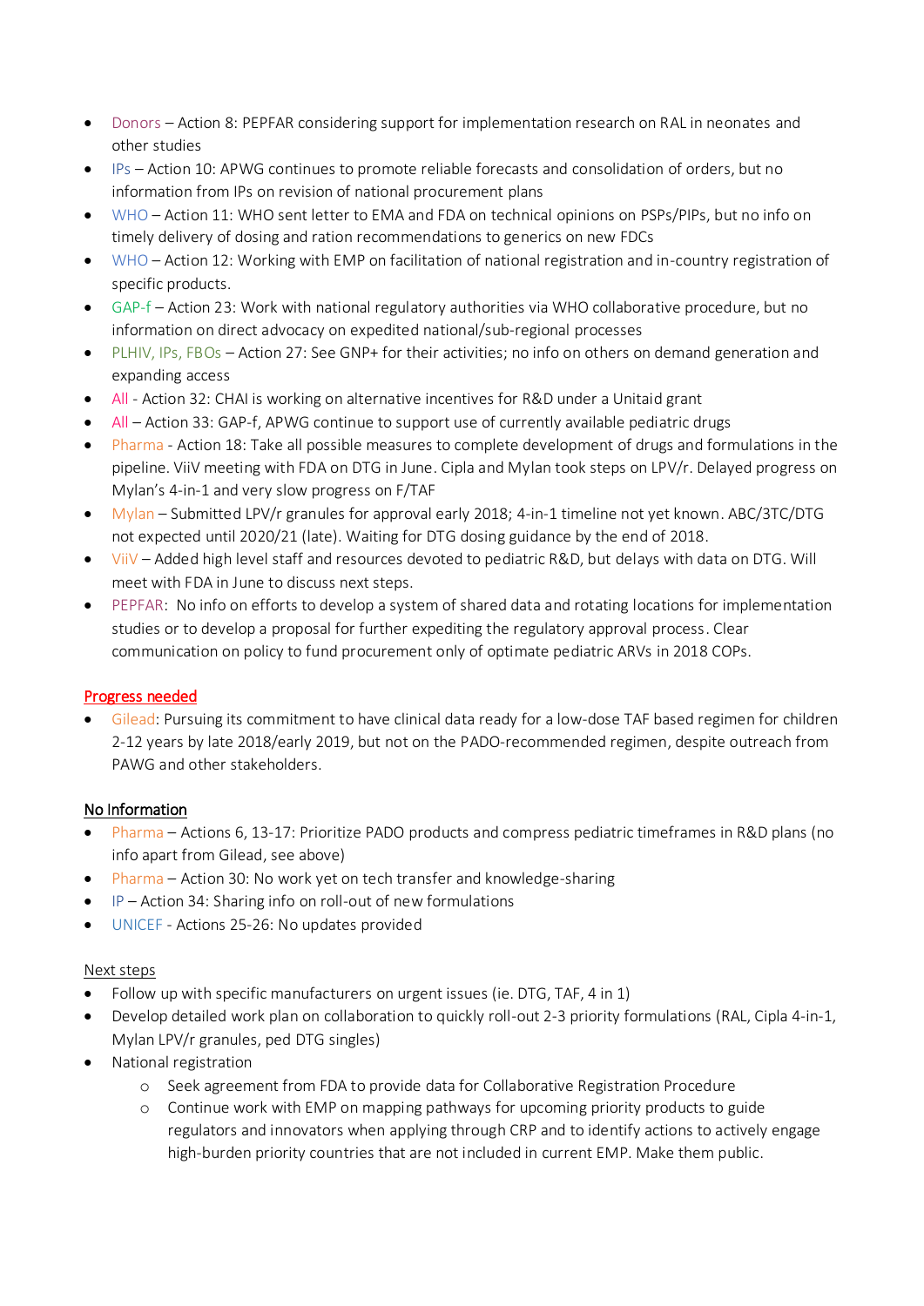- Donors – Action 8: PEPFAR considering support for implementation research on RAL in neonates and other studies
- IPs – Action 10: APWG continues to promote reliable forecasts and consolidation of orders, but no information from IPs on revision of national procurement plans
- WHO – Action 11: WHO sent letter to EMA and FDA on technical opinions on PSPs/PIPs, but no info on timely delivery of dosing and ration recommendations to generics on new FDCs
- WHO – Action 12: Working with EMP on facilitation of national registration and in-country registration of specific products.
- GAP-f – Action 23: Work with national regulatory authorities via WHO collaborative procedure, but no information on direct advocacy on expedited national/sub-regional processes
- PLHIV, IPs, FBOs – Action 27: See GNP+ for their activities; no info on others on demand generation and expanding access
- All - Action 32: CHAI is working on alternative incentives for R&D under a Unitaid grant
- All – Action 33: GAP-f, APWG continue to support use of currently available pediatric drugs
- Pharma - Action 18: Take all possible measures to complete development of drugs and formulations in the pipeline. ViiV meeting with FDA on DTG in June. Cipla and Mylan took steps on LPV/r. Delayed progress on Mylan's 4-in-1 and very slow progress on F/TAF
- Mylan – Submitted LPV/r granules for approval early 2018; 4-in-1 timeline not yet known. ABC/3TC/DTG not expected until 2020/21 (late). Waiting for DTG dosing guidance by the end of 2018.
- ViiV – Added high level staff and resources devoted to pediatric R&D, but delays with data on DTG. Will meet with FDA in June to discuss next steps.
- PEPFAR: No info on efforts to develop a system of shared data and rotating locations for implementation studies or to develop a proposal for further expediting the regulatory approval process. Clear communication on policy to fund procurement only of optimate pediatric ARVs in 2018 COPs.

<u>Progress needed</u>

- Gilead: Pursuing its commitment to have clinical data ready for a low-dose TAF based regimen for children 2-12 years by late 2018/early 2019, but not on the PADO-recommended regimen, despite outreach from PAWG and other stakeholders.

<u>No Information</u>

- Pharma – Actions 6, 13-17: Prioritize PADO products and compress pediatric timeframes in R&D plans (no info apart from Gilead, see above)
- Pharma – Action 30: No work yet on tech transfer and knowledge-sharing
- IP – Action 34: Sharing info on roll-out of new formulations
- UNICEF - Actions 25-26: No updates provided

<u>Next steps</u>

- Follow up with specific manufacturers on urgent issues (ie. DTG, TAF, 4 in 1)
- Develop detailed work plan on collaboration to quickly roll-out 2-3 priority formulations (RAL, Cipla 4-in-1, Mylan LPV/r granules, ped DTG singles)
- National registration
    - Seek agreement from FDA to provide data for Collaborative Registration Procedure
    - Continue work with EMP on mapping pathways for upcoming priority products to guide regulators and innovators when applying through CRP and to identify actions to actively engage high-burden priority countries that are not included in current EMP. Make them public.